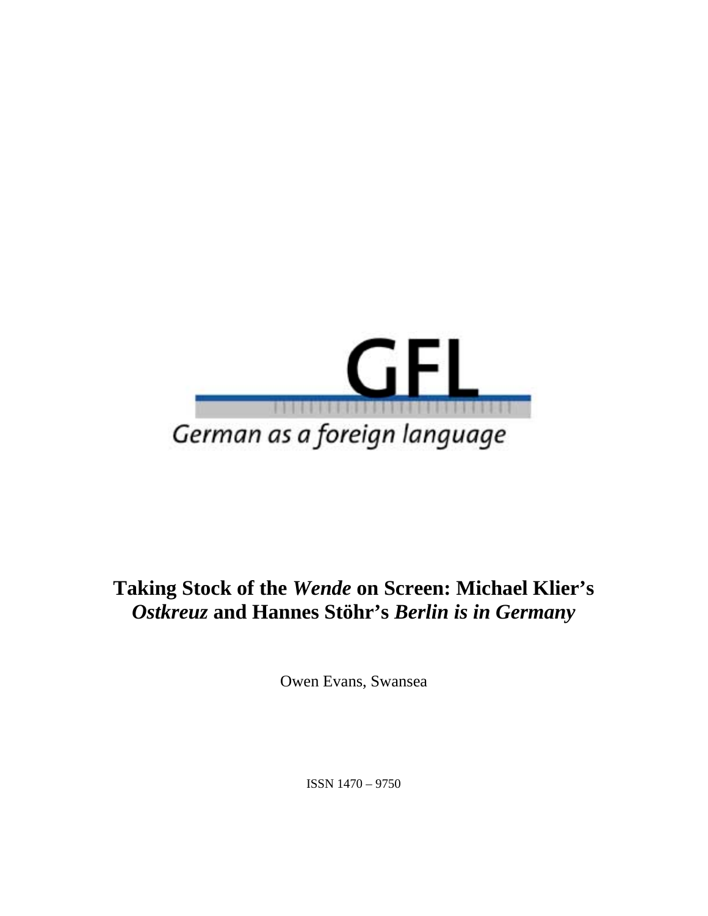GFL

German as a foreign language

# Taking Stock of the *Wende* on Screen: Michael Klier's *Ostkreuz* and Hannes Stöhr's *Berlin is in Germany*

Owen Evans, Swansea

ISSN 1470 – 9750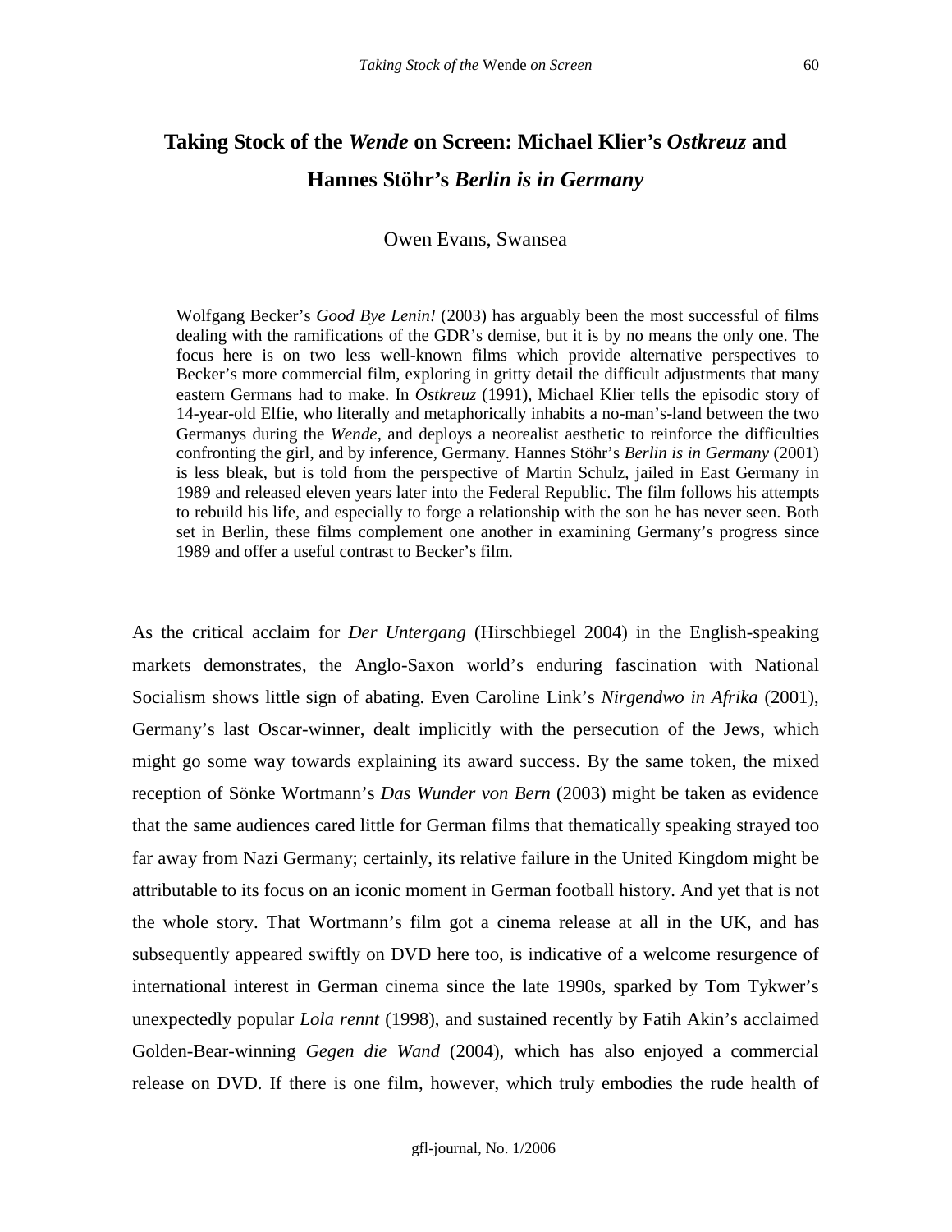# Taking Stock of the *Wende* on Screen: Michael Klier's *Ostkreuz* and Hannes Stöhr's *Berlin is in Germany*

Owen Evans, Swansea

> Wolfgang Becker's *Good Bye Lenin!* (2003) has arguably been the most successful of films dealing with the ramifications of the GDR's demise, but it is by no means the only one. The focus here is on two less well-known films which provide alternative perspectives to Becker's more commercial film, exploring in gritty detail the difficult adjustments that many eastern Germans had to make. In *Ostkreuz* (1991), Michael Klier tells the episodic story of 14-year-old Elfie, who literally and metaphorically inhabits a no-man's-land between the two Germanys during the *Wende*, and deploys a neorealist aesthetic to reinforce the difficulties confronting the girl, and by inference, Germany. Hannes Stöhr's *Berlin is in Germany* (2001) is less bleak, but is told from the perspective of Martin Schulz, jailed in East Germany in 1989 and released eleven years later into the Federal Republic. The film follows his attempts to rebuild his life, and especially to forge a relationship with the son he has never seen. Both set in Berlin, these films complement one another in examining Germany's progress since 1989 and offer a useful contrast to Becker's film.

As the critical acclaim for *Der Untergang* (Hirschbiegel 2004) in the English-speaking markets demonstrates, the Anglo-Saxon world's enduring fascination with National Socialism shows little sign of abating. Even Caroline Link's *Nirgendwo in Afrika* (2001), Germany's last Oscar-winner, dealt implicitly with the persecution of the Jews, which might go some way towards explaining its award success. By the same token, the mixed reception of Sönke Wortmann's *Das Wunder von Bern* (2003) might be taken as evidence that the same audiences cared little for German films that thematically speaking strayed too far away from Nazi Germany; certainly, its relative failure in the United Kingdom might be attributable to its focus on an iconic moment in German football history. And yet that is not the whole story. That Wortmann's film got a cinema release at all in the UK, and has subsequently appeared swiftly on DVD here too, is indicative of a welcome resurgence of international interest in German cinema since the late 1990s, sparked by Tom Tykwer's unexpectedly popular *Lola rennt* (1998), and sustained recently by Fatih Akin's acclaimed Golden-Bear-winning *Gegen die Wand* (2004), which has also enjoyed a commercial release on DVD. If there is one film, however, which truly embodies the rude health of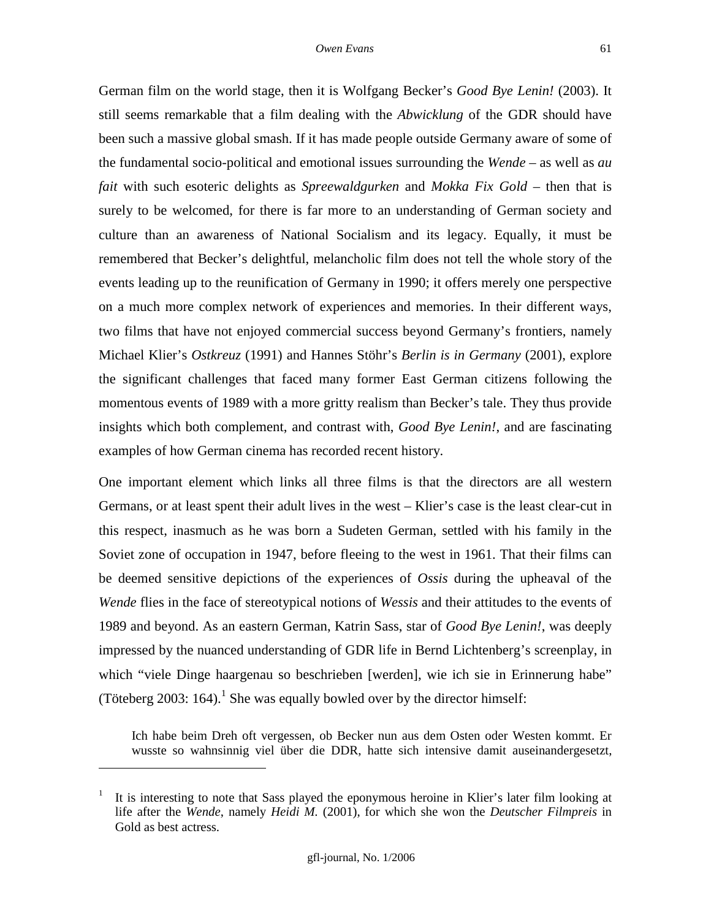German film on the world stage, then it is Wolfgang Becker's *Good Bye Lenin!* (2003). It still seems remarkable that a film dealing with the *Abwicklung* of the GDR should have been such a massive global smash. If it has made people outside Germany aware of some of the fundamental socio-political and emotional issues surrounding the *Wende* – as well as *au fait* with such esoteric delights as *Spreewaldgurken* and *Mokka Fix Gold* – then that is surely to be welcomed, for there is far more to an understanding of German society and culture than an awareness of National Socialism and its legacy. Equally, it must be remembered that Becker's delightful, melancholic film does not tell the whole story of the events leading up to the reunification of Germany in 1990; it offers merely one perspective on a much more complex network of experiences and memories. In their different ways, two films that have not enjoyed commercial success beyond Germany's frontiers, namely Michael Klier's *Ostkreuz* (1991) and Hannes Stöhr's *Berlin is in Germany* (2001), explore the significant challenges that faced many former East German citizens following the momentous events of 1989 with a more gritty realism than Becker's tale. They thus provide insights which both complement, and contrast with, *Good Bye Lenin!*, and are fascinating examples of how German cinema has recorded recent history.

One important element which links all three films is that the directors are all western Germans, or at least spent their adult lives in the west – Klier's case is the least clear-cut in this respect, inasmuch as he was born a Sudeten German, settled with his family in the Soviet zone of occupation in 1947, before fleeing to the west in 1961. That their films can be deemed sensitive depictions of the experiences of *Ossis* during the upheaval of the *Wende* flies in the face of stereotypical notions of *Wessis* and their attitudes to the events of 1989 and beyond. As an eastern German, Katrin Sass, star of *Good Bye Lenin!*, was deeply impressed by the nuanced understanding of GDR life in Bernd Lichtenberg's screenplay, in which "viele Dinge haargenau so beschrieben [werden], wie ich sie in Erinnerung habe" (Töteberg 2003: 164).[1] She was equally bowled over by the director himself:

> Ich habe beim Dreh oft vergessen, ob Becker nun aus dem Osten oder Westen kommt. Er wusste so wahnsinnig viel über die DDR, hatte sich intensive damit auseinandergesetzt,

---

[1] It is interesting to note that Sass played the eponymous heroine in Klier's later film looking at life after the *Wende*, namely *Heidi M.* (2001), for which she won the *Deutscher Filmpreis* in Gold as best actress.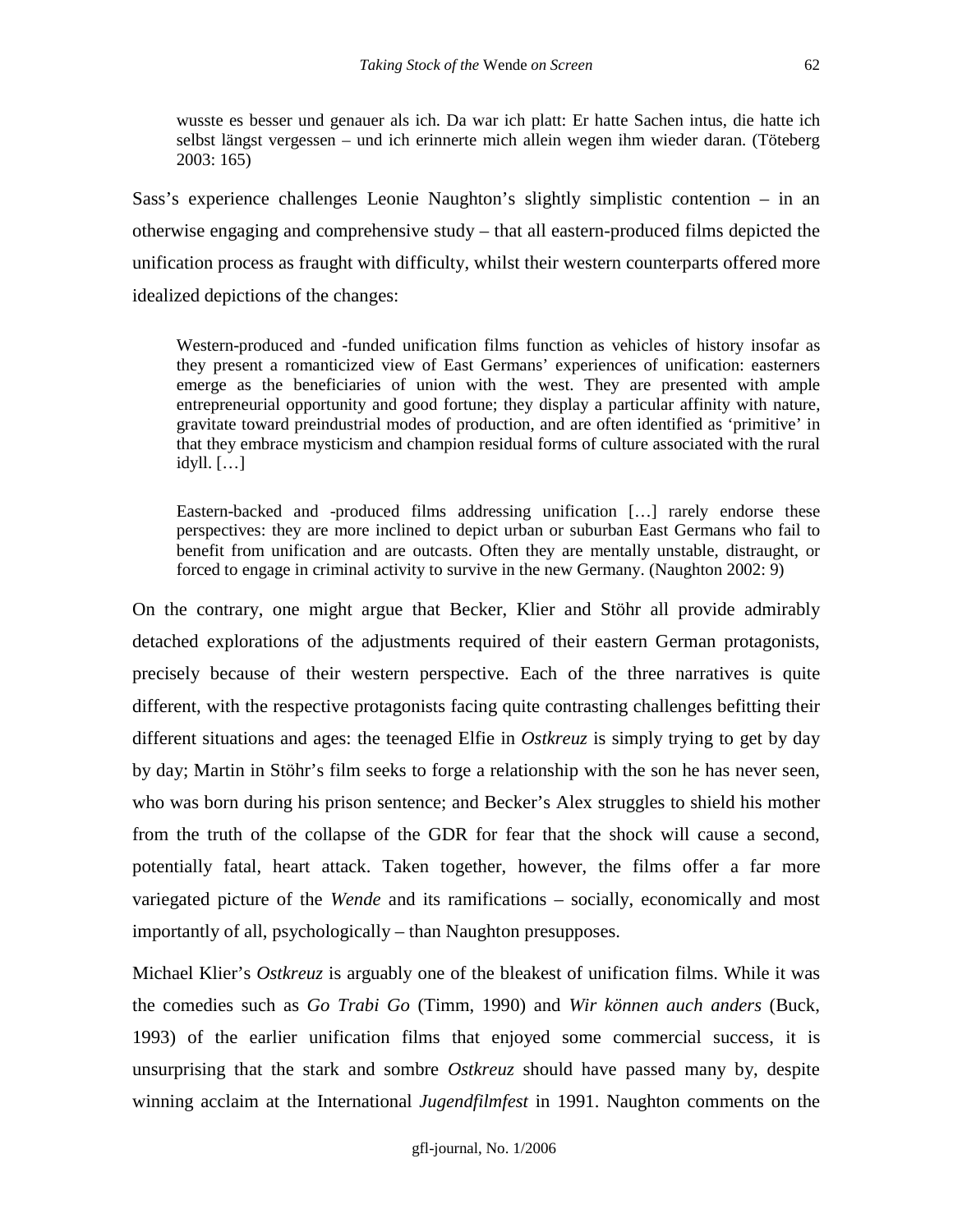> wusste es besser und genauer als ich. Da war ich platt: Er hatte Sachen intus, die hatte ich selbst längst vergessen – und ich erinnerte mich allein wegen ihm wieder daran. (Töteberg 2003: 165)

Sass's experience challenges Leonie Naughton's slightly simplistic contention – in an otherwise engaging and comprehensive study – that all eastern-produced films depicted the unification process as fraught with difficulty, whilst their western counterparts offered more idealized depictions of the changes:

> Western-produced and -funded unification films function as vehicles of history insofar as they present a romanticized view of East Germans' experiences of unification: easterners emerge as the beneficiaries of union with the west. They are presented with ample entrepreneurial opportunity and good fortune; they display a particular affinity with nature, gravitate toward preindustrial modes of production, and are often identified as 'primitive' in that they embrace mysticism and champion residual forms of culture associated with the rural idyll. […]
>
> Eastern-backed and -produced films addressing unification […] rarely endorse these perspectives: they are more inclined to depict urban or suburban East Germans who fail to benefit from unification and are outcasts. Often they are mentally unstable, distraught, or forced to engage in criminal activity to survive in the new Germany. (Naughton 2002: 9)

On the contrary, one might argue that Becker, Klier and Stöhr all provide admirably detached explorations of the adjustments required of their eastern German protagonists, precisely because of their western perspective. Each of the three narratives is quite different, with the respective protagonists facing quite contrasting challenges befitting their different situations and ages: the teenaged Elfie in *Ostkreuz* is simply trying to get by day by day; Martin in Stöhr's film seeks to forge a relationship with the son he has never seen, who was born during his prison sentence; and Becker's Alex struggles to shield his mother from the truth of the collapse of the GDR for fear that the shock will cause a second, potentially fatal, heart attack. Taken together, however, the films offer a far more variegated picture of the *Wende* and its ramifications – socially, economically and most importantly of all, psychologically – than Naughton presupposes.

Michael Klier's *Ostkreuz* is arguably one of the bleakest of unification films. While it was the comedies such as *Go Trabi Go* (Timm, 1990) and *Wir können auch anders* (Buck, 1993) of the earlier unification films that enjoyed some commercial success, it is unsurprising that the stark and sombre *Ostkreuz* should have passed many by, despite winning acclaim at the International *Jugendfilmfest* in 1991. Naughton comments on the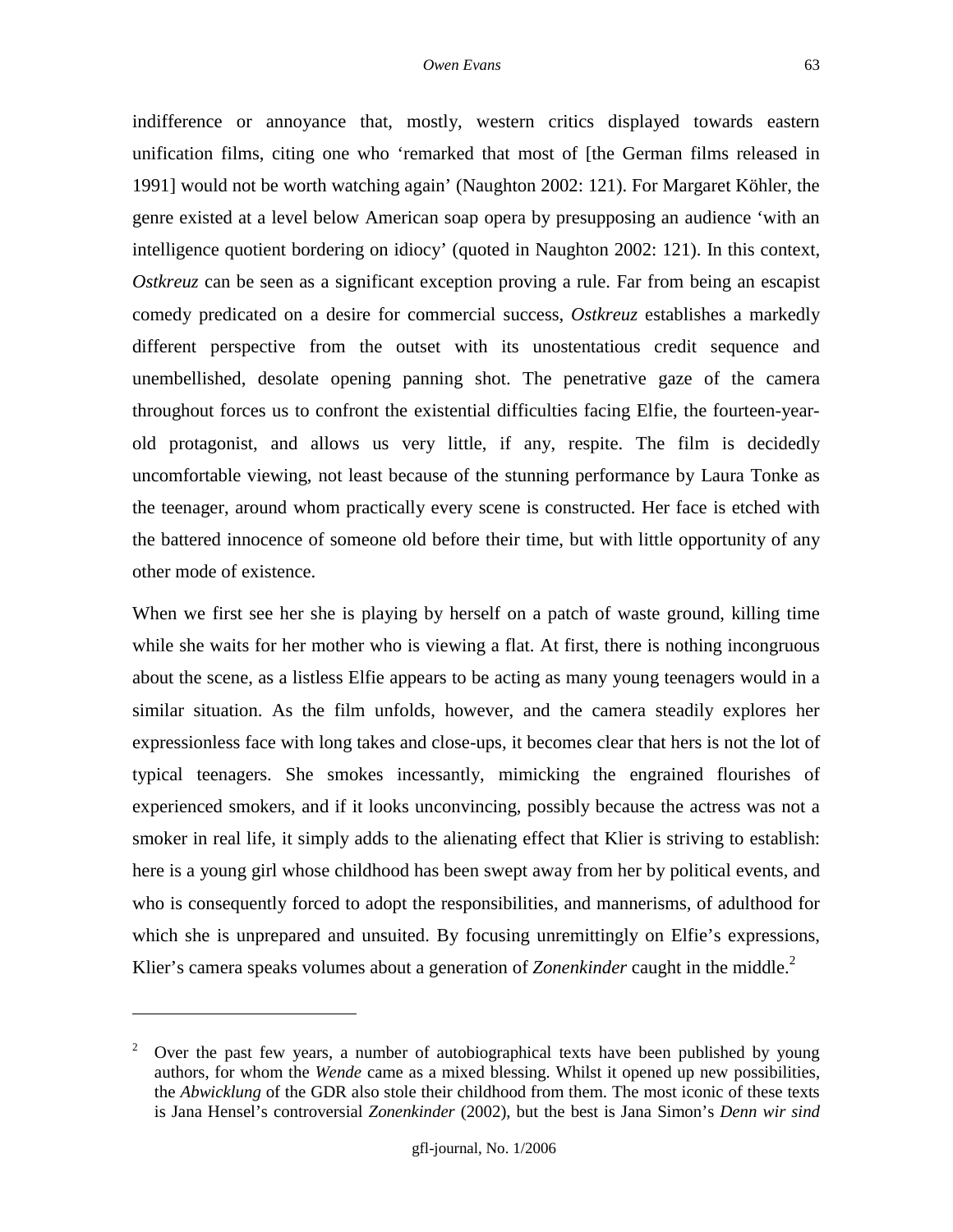indifference or annoyance that, mostly, western critics displayed towards eastern unification films, citing one who 'remarked that most of [the German films released in 1991] would not be worth watching again' (Naughton 2002: 121). For Margaret Köhler, the genre existed at a level below American soap opera by presupposing an audience 'with an intelligence quotient bordering on idiocy' (quoted in Naughton 2002: 121). In this context, *Ostkreuz* can be seen as a significant exception proving a rule. Far from being an escapist comedy predicated on a desire for commercial success, *Ostkreuz* establishes a markedly different perspective from the outset with its unostentatious credit sequence and unembellished, desolate opening panning shot. The penetrative gaze of the camera throughout forces us to confront the existential difficulties facing Elfie, the fourteen-year-old protagonist, and allows us very little, if any, respite. The film is decidedly uncomfortable viewing, not least because of the stunning performance by Laura Tonke as the teenager, around whom practically every scene is constructed. Her face is etched with the battered innocence of someone old before their time, but with little opportunity of any other mode of existence.

When we first see her she is playing by herself on a patch of waste ground, killing time while she waits for her mother who is viewing a flat. At first, there is nothing incongruous about the scene, as a listless Elfie appears to be acting as many young teenagers would in a similar situation. As the film unfolds, however, and the camera steadily explores her expressionless face with long takes and close-ups, it becomes clear that hers is not the lot of typical teenagers. She smokes incessantly, mimicking the engrained flourishes of experienced smokers, and if it looks unconvincing, possibly because the actress was not a smoker in real life, it simply adds to the alienating effect that Klier is striving to establish: here is a young girl whose childhood has been swept away from her by political events, and who is consequently forced to adopt the responsibilities, and mannerisms, of adulthood for which she is unprepared and unsuited. By focusing unremittingly on Elfie's expressions, Klier's camera speaks volumes about a generation of *Zonenkinder* caught in the middle.[2]

---

[2] Over the past few years, a number of autobiographical texts have been published by young authors, for whom the *Wende* came as a mixed blessing. Whilst it opened up new possibilities, the *Abwicklung* of the GDR also stole their childhood from them. The most iconic of these texts is Jana Hensel's controversial *Zonenkinder* (2002), but the best is Jana Simon's *Denn wir sind*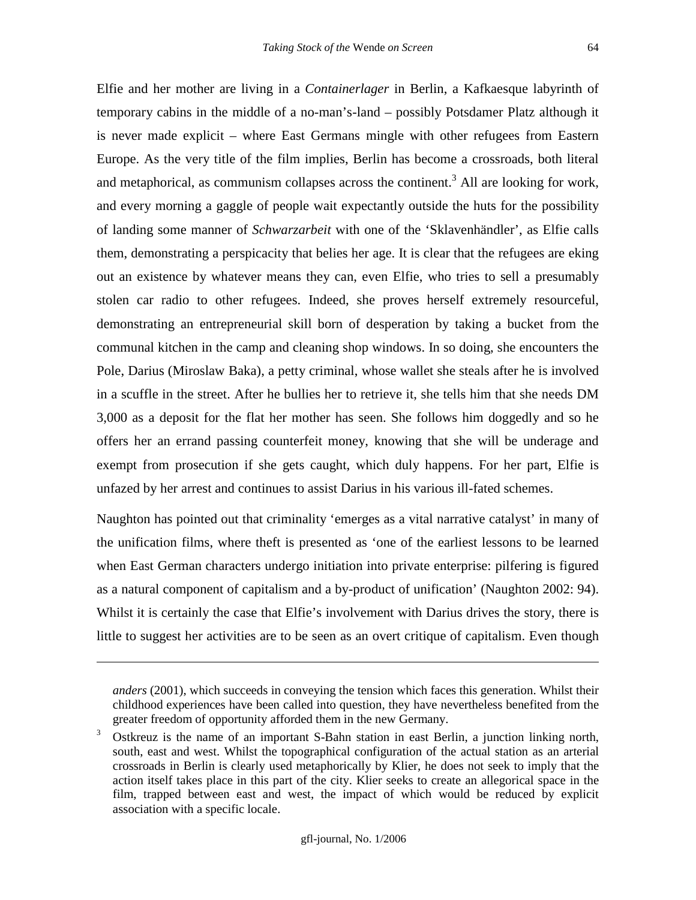Elfie and her mother are living in a *Containerlager* in Berlin, a Kafkaesque labyrinth of temporary cabins in the middle of a no-man's-land – possibly Potsdamer Platz although it is never made explicit – where East Germans mingle with other refugees from Eastern Europe. As the very title of the film implies, Berlin has become a crossroads, both literal and metaphorical, as communism collapses across the continent.[3] All are looking for work, and every morning a gaggle of people wait expectantly outside the huts for the possibility of landing some manner of *Schwarzarbeit* with one of the 'Sklavenhändler', as Elfie calls them, demonstrating a perspicacity that belies her age. It is clear that the refugees are eking out an existence by whatever means they can, even Elfie, who tries to sell a presumably stolen car radio to other refugees. Indeed, she proves herself extremely resourceful, demonstrating an entrepreneurial skill born of desperation by taking a bucket from the communal kitchen in the camp and cleaning shop windows. In so doing, she encounters the Pole, Darius (Miroslaw Baka), a petty criminal, whose wallet she steals after he is involved in a scuffle in the street. After he bullies her to retrieve it, she tells him that she needs DM 3,000 as a deposit for the flat her mother has seen. She follows him doggedly and so he offers her an errand passing counterfeit money, knowing that she will be underage and exempt from prosecution if she gets caught, which duly happens. For her part, Elfie is unfazed by her arrest and continues to assist Darius in his various ill-fated schemes.

Naughton has pointed out that criminality 'emerges as a vital narrative catalyst' in many of the unification films, where theft is presented as 'one of the earliest lessons to be learned when East German characters undergo initiation into private enterprise: pilfering is figured as a natural component of capitalism and a by-product of unification' (Naughton 2002: 94). Whilst it is certainly the case that Elfie's involvement with Darius drives the story, there is little to suggest her activities are to be seen as an overt critique of capitalism. Even though

---

*anders* (2001), which succeeds in conveying the tension which faces this generation. Whilst their childhood experiences have been called into question, they have nevertheless benefited from the greater freedom of opportunity afforded them in the new Germany.

[3] Ostkreuz is the name of an important S-Bahn station in east Berlin, a junction linking north, south, east and west. Whilst the topographical configuration of the actual station as an arterial crossroads in Berlin is clearly used metaphorically by Klier, he does not seek to imply that the action itself takes place in this part of the city. Klier seeks to create an allegorical space in the film, trapped between east and west, the impact of which would be reduced by explicit association with a specific locale.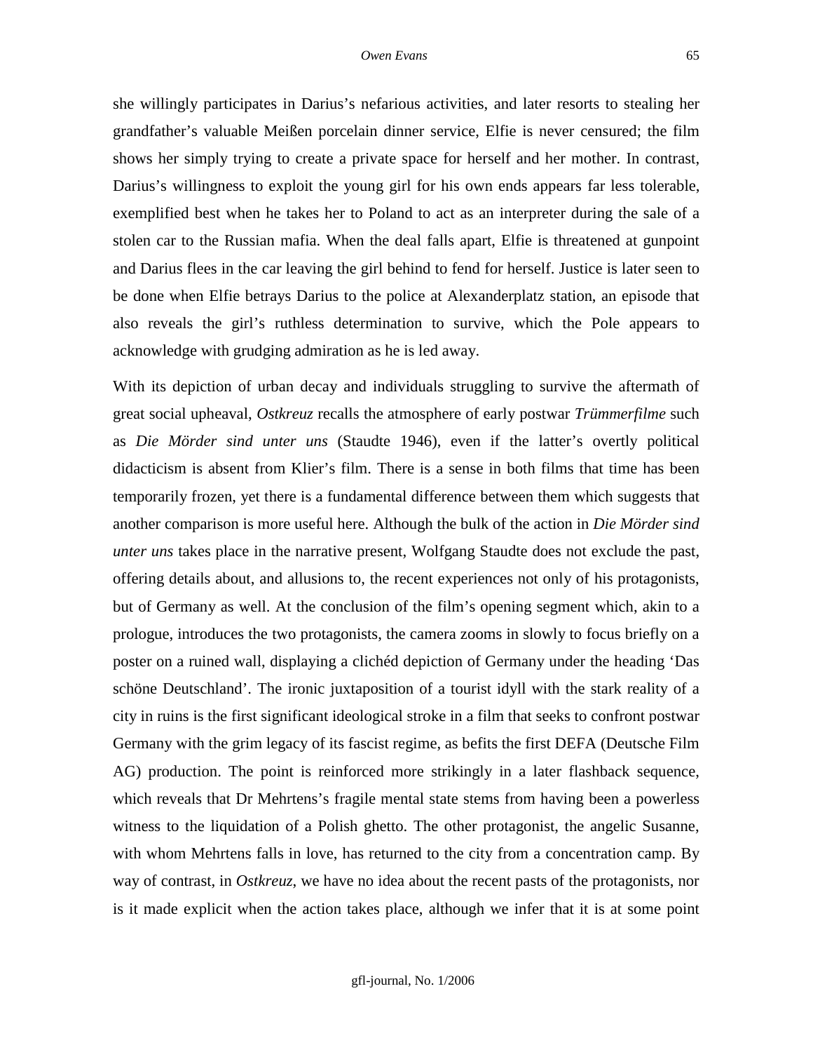she willingly participates in Darius's nefarious activities, and later resorts to stealing her grandfather's valuable Meißen porcelain dinner service, Elfie is never censured; the film shows her simply trying to create a private space for herself and her mother. In contrast, Darius's willingness to exploit the young girl for his own ends appears far less tolerable, exemplified best when he takes her to Poland to act as an interpreter during the sale of a stolen car to the Russian mafia. When the deal falls apart, Elfie is threatened at gunpoint and Darius flees in the car leaving the girl behind to fend for herself. Justice is later seen to be done when Elfie betrays Darius to the police at Alexanderplatz station, an episode that also reveals the girl's ruthless determination to survive, which the Pole appears to acknowledge with grudging admiration as he is led away.

With its depiction of urban decay and individuals struggling to survive the aftermath of great social upheaval, *Ostkreuz* recalls the atmosphere of early postwar *Trümmerfilme* such as *Die Mörder sind unter uns* (Staudte 1946), even if the latter's overtly political didacticism is absent from Klier's film. There is a sense in both films that time has been temporarily frozen, yet there is a fundamental difference between them which suggests that another comparison is more useful here. Although the bulk of the action in *Die Mörder sind unter uns* takes place in the narrative present, Wolfgang Staudte does not exclude the past, offering details about, and allusions to, the recent experiences not only of his protagonists, but of Germany as well. At the conclusion of the film's opening segment which, akin to a prologue, introduces the two protagonists, the camera zooms in slowly to focus briefly on a poster on a ruined wall, displaying a clichéd depiction of Germany under the heading 'Das schöne Deutschland'. The ironic juxtaposition of a tourist idyll with the stark reality of a city in ruins is the first significant ideological stroke in a film that seeks to confront postwar Germany with the grim legacy of its fascist regime, as befits the first DEFA (Deutsche Film AG) production. The point is reinforced more strikingly in a later flashback sequence, which reveals that Dr Mehrtens's fragile mental state stems from having been a powerless witness to the liquidation of a Polish ghetto. The other protagonist, the angelic Susanne, with whom Mehrtens falls in love, has returned to the city from a concentration camp. By way of contrast, in *Ostkreuz*, we have no idea about the recent pasts of the protagonists, nor is it made explicit when the action takes place, although we infer that it is at some point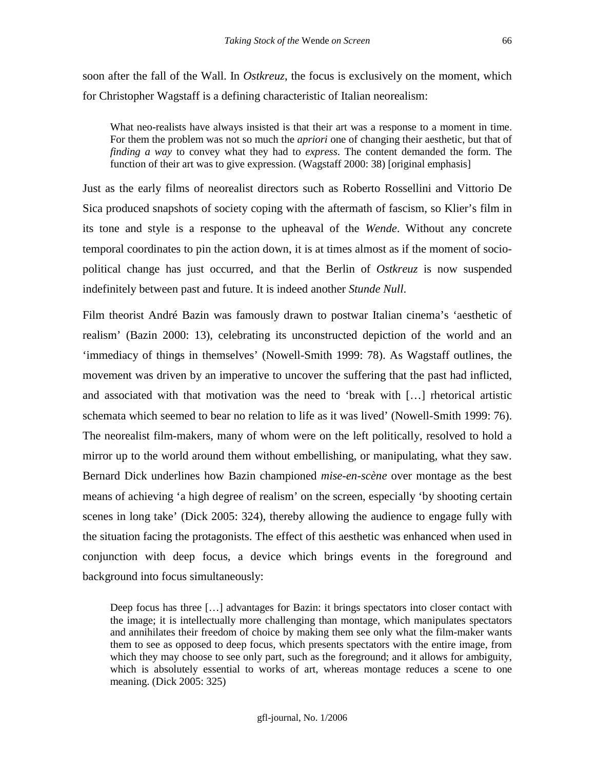soon after the fall of the Wall. In *Ostkreuz*, the focus is exclusively on the moment, which for Christopher Wagstaff is a defining characteristic of Italian neorealism:

> What neo-realists have always insisted is that their art was a response to a moment in time. For them the problem was not so much the *apriori* one of changing their aesthetic, but that of *finding a way* to convey what they had to *express*. The content demanded the form. The function of their art was to give expression. (Wagstaff 2000: 38) [original emphasis]

Just as the early films of neorealist directors such as Roberto Rossellini and Vittorio De Sica produced snapshots of society coping with the aftermath of fascism, so Klier's film in its tone and style is a response to the upheaval of the *Wende*. Without any concrete temporal coordinates to pin the action down, it is at times almost as if the moment of socio-political change has just occurred, and that the Berlin of *Ostkreuz* is now suspended indefinitely between past and future. It is indeed another *Stunde Null*.

Film theorist André Bazin was famously drawn to postwar Italian cinema's 'aesthetic of realism' (Bazin 2000: 13), celebrating its unconstructed depiction of the world and an 'immediacy of things in themselves' (Nowell-Smith 1999: 78). As Wagstaff outlines, the movement was driven by an imperative to uncover the suffering that the past had inflicted, and associated with that motivation was the need to 'break with […] rhetorical artistic schemata which seemed to bear no relation to life as it was lived' (Nowell-Smith 1999: 76). The neorealist film-makers, many of whom were on the left politically, resolved to hold a mirror up to the world around them without embellishing, or manipulating, what they saw. Bernard Dick underlines how Bazin championed *mise-en-scène* over montage as the best means of achieving 'a high degree of realism' on the screen, especially 'by shooting certain scenes in long take' (Dick 2005: 324), thereby allowing the audience to engage fully with the situation facing the protagonists. The effect of this aesthetic was enhanced when used in conjunction with deep focus, a device which brings events in the foreground and background into focus simultaneously:

> Deep focus has three […] advantages for Bazin: it brings spectators into closer contact with the image; it is intellectually more challenging than montage, which manipulates spectators and annihilates their freedom of choice by making them see only what the film-maker wants them to see as opposed to deep focus, which presents spectators with the entire image, from which they may choose to see only part, such as the foreground; and it allows for ambiguity, which is absolutely essential to works of art, whereas montage reduces a scene to one meaning. (Dick 2005: 325)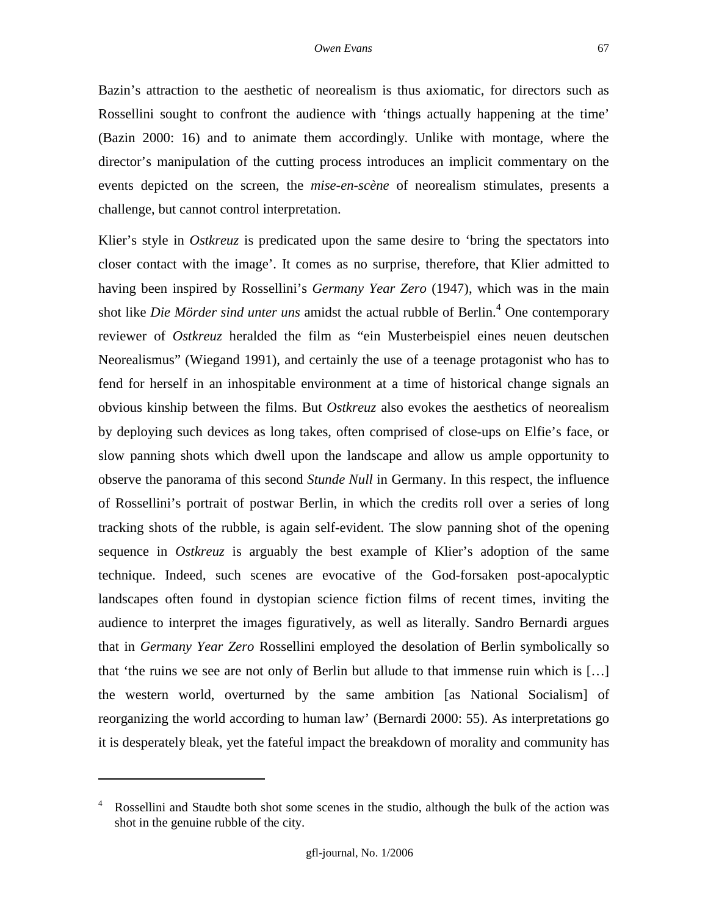Bazin's attraction to the aesthetic of neorealism is thus axiomatic, for directors such as Rossellini sought to confront the audience with 'things actually happening at the time' (Bazin 2000: 16) and to animate them accordingly. Unlike with montage, where the director's manipulation of the cutting process introduces an implicit commentary on the events depicted on the screen, the *mise-en-scène* of neorealism stimulates, presents a challenge, but cannot control interpretation.

Klier's style in *Ostkreuz* is predicated upon the same desire to 'bring the spectators into closer contact with the image'. It comes as no surprise, therefore, that Klier admitted to having been inspired by Rossellini's *Germany Year Zero* (1947), which was in the main shot like *Die Mörder sind unter uns* amidst the actual rubble of Berlin.[4] One contemporary reviewer of *Ostkreuz* heralded the film as "ein Musterbeispiel eines neuen deutschen Neorealismus" (Wiegand 1991), and certainly the use of a teenage protagonist who has to fend for herself in an inhospitable environment at a time of historical change signals an obvious kinship between the films. But *Ostkreuz* also evokes the aesthetics of neorealism by deploying such devices as long takes, often comprised of close-ups on Elfie's face, or slow panning shots which dwell upon the landscape and allow us ample opportunity to observe the panorama of this second *Stunde Null* in Germany. In this respect, the influence of Rossellini's portrait of postwar Berlin, in which the credits roll over a series of long tracking shots of the rubble, is again self-evident. The slow panning shot of the opening sequence in *Ostkreuz* is arguably the best example of Klier's adoption of the same technique. Indeed, such scenes are evocative of the God-forsaken post-apocalyptic landscapes often found in dystopian science fiction films of recent times, inviting the audience to interpret the images figuratively, as well as literally. Sandro Bernardi argues that in *Germany Year Zero* Rossellini employed the desolation of Berlin symbolically so that 'the ruins we see are not only of Berlin but allude to that immense ruin which is […] the western world, overturned by the same ambition [as National Socialism] of reorganizing the world according to human law' (Bernardi 2000: 55). As interpretations go it is desperately bleak, yet the fateful impact the breakdown of morality and community has

---

[4] Rossellini and Staudte both shot some scenes in the studio, although the bulk of the action was shot in the genuine rubble of the city.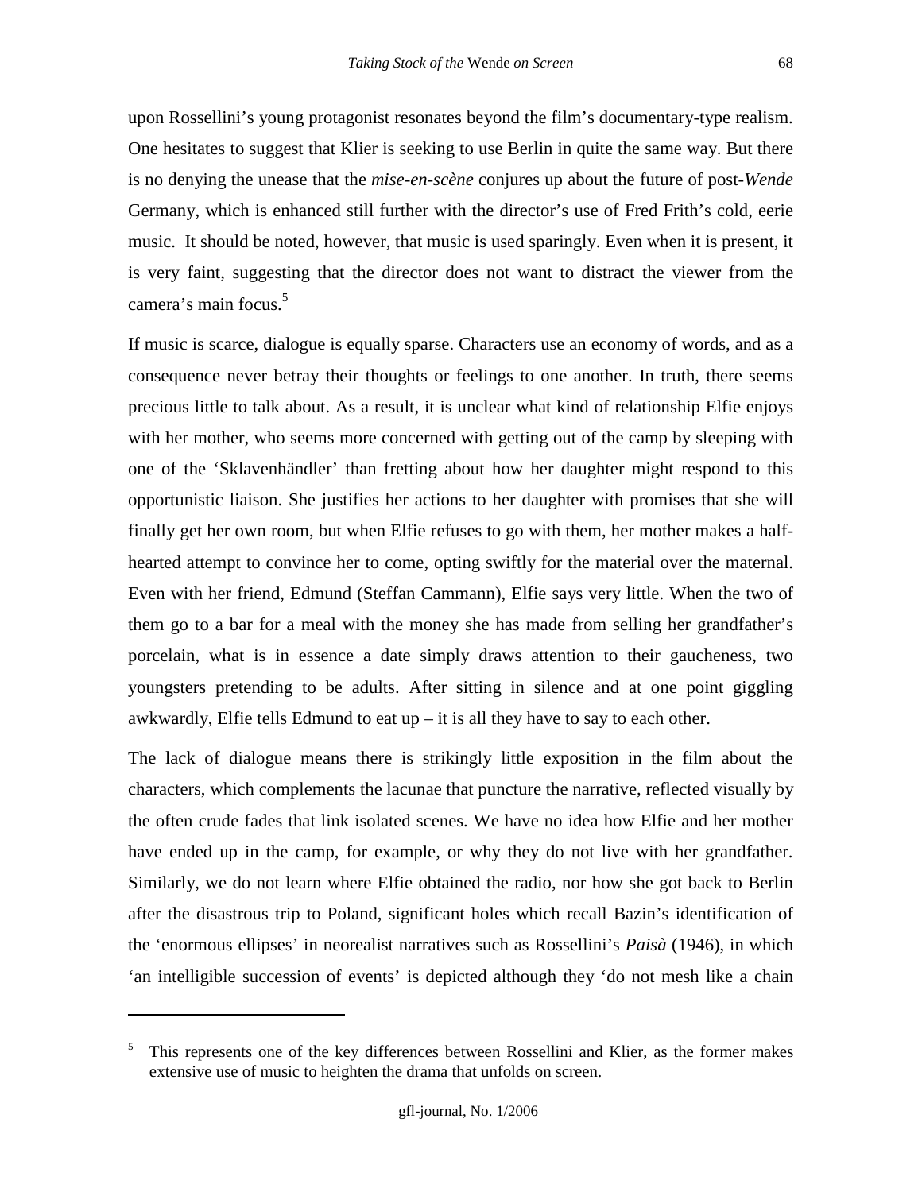upon Rossellini's young protagonist resonates beyond the film's documentary-type realism. One hesitates to suggest that Klier is seeking to use Berlin in quite the same way. But there is no denying the unease that the *mise-en-scène* conjures up about the future of post-*Wende* Germany, which is enhanced still further with the director's use of Fred Frith's cold, eerie music. It should be noted, however, that music is used sparingly. Even when it is present, it is very faint, suggesting that the director does not want to distract the viewer from the camera's main focus.[5]

If music is scarce, dialogue is equally sparse. Characters use an economy of words, and as a consequence never betray their thoughts or feelings to one another. In truth, there seems precious little to talk about. As a result, it is unclear what kind of relationship Elfie enjoys with her mother, who seems more concerned with getting out of the camp by sleeping with one of the 'Sklavenhändler' than fretting about how her daughter might respond to this opportunistic liaison. She justifies her actions to her daughter with promises that she will finally get her own room, but when Elfie refuses to go with them, her mother makes a half-hearted attempt to convince her to come, opting swiftly for the material over the maternal. Even with her friend, Edmund (Steffan Cammann), Elfie says very little. When the two of them go to a bar for a meal with the money she has made from selling her grandfather's porcelain, what is in essence a date simply draws attention to their gaucheness, two youngsters pretending to be adults. After sitting in silence and at one point giggling awkwardly, Elfie tells Edmund to eat up – it is all they have to say to each other.

The lack of dialogue means there is strikingly little exposition in the film about the characters, which complements the lacunae that puncture the narrative, reflected visually by the often crude fades that link isolated scenes. We have no idea how Elfie and her mother have ended up in the camp, for example, or why they do not live with her grandfather. Similarly, we do not learn where Elfie obtained the radio, nor how she got back to Berlin after the disastrous trip to Poland, significant holes which recall Bazin's identification of the 'enormous ellipses' in neorealist narratives such as Rossellini's *Paisà* (1946), in which 'an intelligible succession of events' is depicted although they 'do not mesh like a chain

---

[5] This represents one of the key differences between Rossellini and Klier, as the former makes extensive use of music to heighten the drama that unfolds on screen.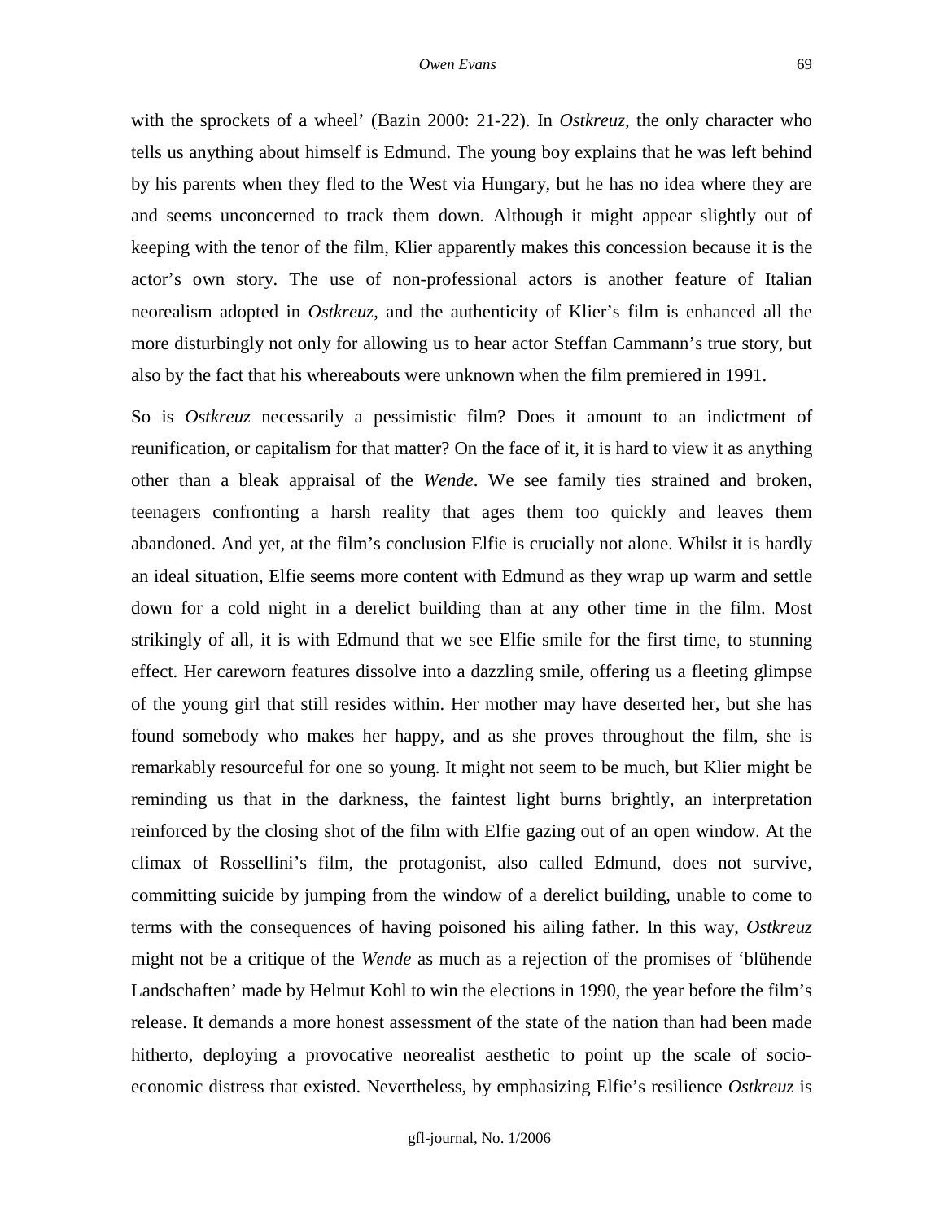with the sprockets of a wheel' (Bazin 2000: 21-22). In *Ostkreuz*, the only character who tells us anything about himself is Edmund. The young boy explains that he was left behind by his parents when they fled to the West via Hungary, but he has no idea where they are and seems unconcerned to track them down. Although it might appear slightly out of keeping with the tenor of the film, Klier apparently makes this concession because it is the actor's own story. The use of non-professional actors is another feature of Italian neorealism adopted in *Ostkreuz*, and the authenticity of Klier's film is enhanced all the more disturbingly not only for allowing us to hear actor Steffan Cammann's true story, but also by the fact that his whereabouts were unknown when the film premiered in 1991.

So is *Ostkreuz* necessarily a pessimistic film? Does it amount to an indictment of reunification, or capitalism for that matter? On the face of it, it is hard to view it as anything other than a bleak appraisal of the *Wende*. We see family ties strained and broken, teenagers confronting a harsh reality that ages them too quickly and leaves them abandoned. And yet, at the film's conclusion Elfie is crucially not alone. Whilst it is hardly an ideal situation, Elfie seems more content with Edmund as they wrap up warm and settle down for a cold night in a derelict building than at any other time in the film. Most strikingly of all, it is with Edmund that we see Elfie smile for the first time, to stunning effect. Her careworn features dissolve into a dazzling smile, offering us a fleeting glimpse of the young girl that still resides within. Her mother may have deserted her, but she has found somebody who makes her happy, and as she proves throughout the film, she is remarkably resourceful for one so young. It might not seem to be much, but Klier might be reminding us that in the darkness, the faintest light burns brightly, an interpretation reinforced by the closing shot of the film with Elfie gazing out of an open window. At the climax of Rossellini's film, the protagonist, also called Edmund, does not survive, committing suicide by jumping from the window of a derelict building, unable to come to terms with the consequences of having poisoned his ailing father. In this way, *Ostkreuz* might not be a critique of the *Wende* as much as a rejection of the promises of 'blühende Landschaften' made by Helmut Kohl to win the elections in 1990, the year before the film's release. It demands a more honest assessment of the state of the nation than had been made hitherto, deploying a provocative neorealist aesthetic to point up the scale of socio-economic distress that existed. Nevertheless, by emphasizing Elfie's resilience *Ostkreuz* is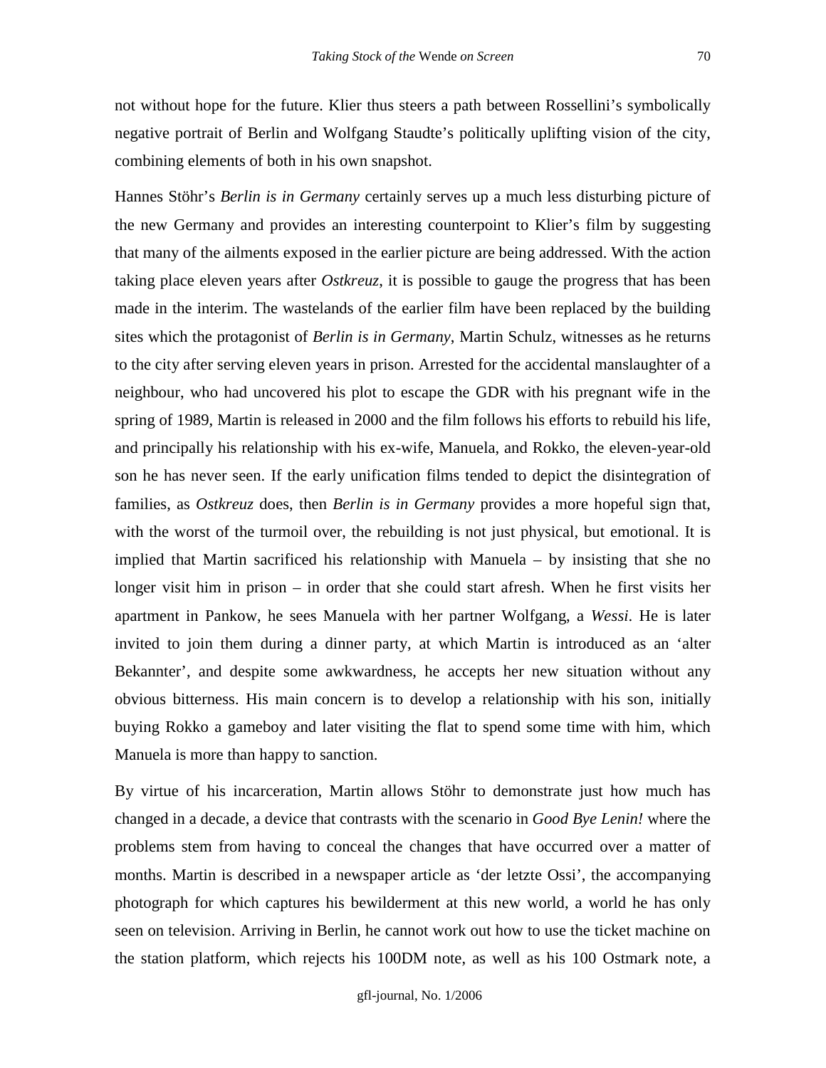not without hope for the future. Klier thus steers a path between Rossellini's symbolically negative portrait of Berlin and Wolfgang Staudte's politically uplifting vision of the city, combining elements of both in his own snapshot.

Hannes Stöhr's *Berlin is in Germany* certainly serves up a much less disturbing picture of the new Germany and provides an interesting counterpoint to Klier's film by suggesting that many of the ailments exposed in the earlier picture are being addressed. With the action taking place eleven years after *Ostkreuz*, it is possible to gauge the progress that has been made in the interim. The wastelands of the earlier film have been replaced by the building sites which the protagonist of *Berlin is in Germany*, Martin Schulz, witnesses as he returns to the city after serving eleven years in prison. Arrested for the accidental manslaughter of a neighbour, who had uncovered his plot to escape the GDR with his pregnant wife in the spring of 1989, Martin is released in 2000 and the film follows his efforts to rebuild his life, and principally his relationship with his ex-wife, Manuela, and Rokko, the eleven-year-old son he has never seen. If the early unification films tended to depict the disintegration of families, as *Ostkreuz* does, then *Berlin is in Germany* provides a more hopeful sign that, with the worst of the turmoil over, the rebuilding is not just physical, but emotional. It is implied that Martin sacrificed his relationship with Manuela – by insisting that she no longer visit him in prison – in order that she could start afresh. When he first visits her apartment in Pankow, he sees Manuela with her partner Wolfgang, a *Wessi*. He is later invited to join them during a dinner party, at which Martin is introduced as an 'alter Bekannter', and despite some awkwardness, he accepts her new situation without any obvious bitterness. His main concern is to develop a relationship with his son, initially buying Rokko a gameboy and later visiting the flat to spend some time with him, which Manuela is more than happy to sanction.

By virtue of his incarceration, Martin allows Stöhr to demonstrate just how much has changed in a decade, a device that contrasts with the scenario in *Good Bye Lenin!* where the problems stem from having to conceal the changes that have occurred over a matter of months. Martin is described in a newspaper article as 'der letzte Ossi', the accompanying photograph for which captures his bewilderment at this new world, a world he has only seen on television. Arriving in Berlin, he cannot work out how to use the ticket machine on the station platform, which rejects his 100DM note, as well as his 100 Ostmark note, a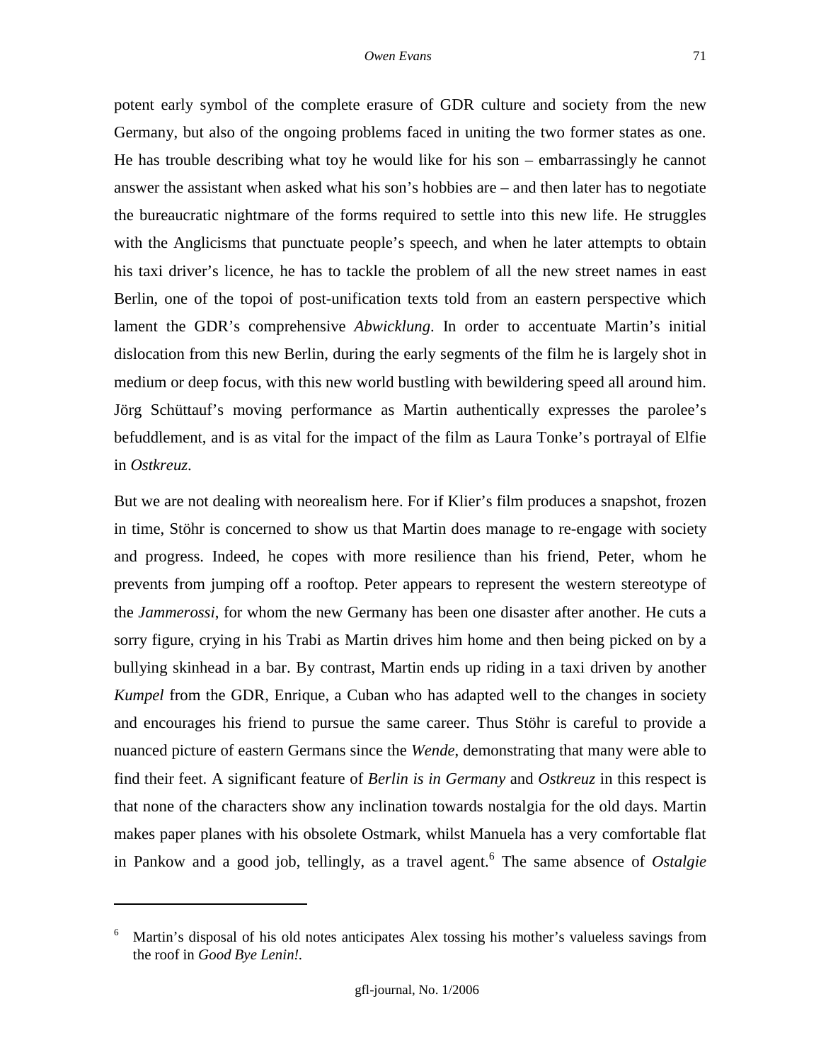potent early symbol of the complete erasure of GDR culture and society from the new Germany, but also of the ongoing problems faced in uniting the two former states as one. He has trouble describing what toy he would like for his son – embarrassingly he cannot answer the assistant when asked what his son's hobbies are – and then later has to negotiate the bureaucratic nightmare of the forms required to settle into this new life. He struggles with the Anglicisms that punctuate people's speech, and when he later attempts to obtain his taxi driver's licence, he has to tackle the problem of all the new street names in east Berlin, one of the topoi of post-unification texts told from an eastern perspective which lament the GDR's comprehensive *Abwicklung*. In order to accentuate Martin's initial dislocation from this new Berlin, during the early segments of the film he is largely shot in medium or deep focus, with this new world bustling with bewildering speed all around him. Jörg Schüttauf's moving performance as Martin authentically expresses the parolee's befuddlement, and is as vital for the impact of the film as Laura Tonke's portrayal of Elfie in *Ostkreuz*.

But we are not dealing with neorealism here. For if Klier's film produces a snapshot, frozen in time, Stöhr is concerned to show us that Martin does manage to re-engage with society and progress. Indeed, he copes with more resilience than his friend, Peter, whom he prevents from jumping off a rooftop. Peter appears to represent the western stereotype of the *Jammerossi*, for whom the new Germany has been one disaster after another. He cuts a sorry figure, crying in his Trabi as Martin drives him home and then being picked on by a bullying skinhead in a bar. By contrast, Martin ends up riding in a taxi driven by another *Kumpel* from the GDR, Enrique, a Cuban who has adapted well to the changes in society and encourages his friend to pursue the same career. Thus Stöhr is careful to provide a nuanced picture of eastern Germans since the *Wende*, demonstrating that many were able to find their feet. A significant feature of *Berlin is in Germany* and *Ostkreuz* in this respect is that none of the characters show any inclination towards nostalgia for the old days. Martin makes paper planes with his obsolete Ostmark, whilst Manuela has a very comfortable flat in Pankow and a good job, tellingly, as a travel agent.[6] The same absence of *Ostalgie*

---

[6] Martin's disposal of his old notes anticipates Alex tossing his mother's valueless savings from the roof in *Good Bye Lenin!*.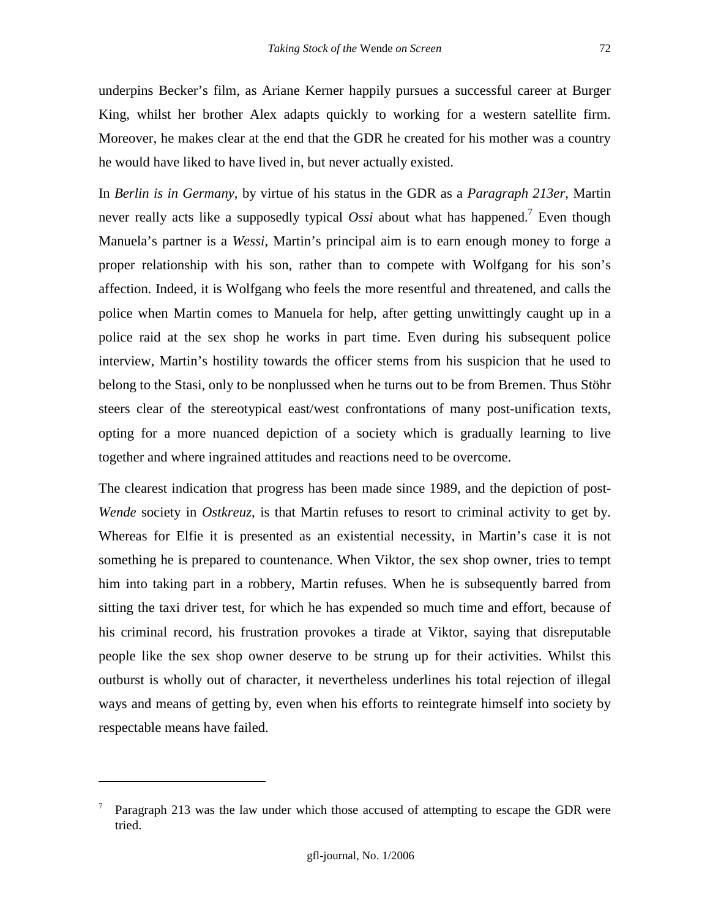underpins Becker's film, as Ariane Kerner happily pursues a successful career at Burger King, whilst her brother Alex adapts quickly to working for a western satellite firm. Moreover, he makes clear at the end that the GDR he created for his mother was a country he would have liked to have lived in, but never actually existed.

In *Berlin is in Germany*, by virtue of his status in the GDR as a *Paragraph 213er*, Martin never really acts like a supposedly typical *Ossi* about what has happened.[7] Even though Manuela's partner is a *Wessi*, Martin's principal aim is to earn enough money to forge a proper relationship with his son, rather than to compete with Wolfgang for his son's affection. Indeed, it is Wolfgang who feels the more resentful and threatened, and calls the police when Martin comes to Manuela for help, after getting unwittingly caught up in a police raid at the sex shop he works in part time. Even during his subsequent police interview, Martin's hostility towards the officer stems from his suspicion that he used to belong to the Stasi, only to be nonplussed when he turns out to be from Bremen. Thus Stöhr steers clear of the stereotypical east/west confrontations of many post-unification texts, opting for a more nuanced depiction of a society which is gradually learning to live together and where ingrained attitudes and reactions need to be overcome.

The clearest indication that progress has been made since 1989, and the depiction of post-*Wende* society in *Ostkreuz*, is that Martin refuses to resort to criminal activity to get by. Whereas for Elfie it is presented as an existential necessity, in Martin's case it is not something he is prepared to countenance. When Viktor, the sex shop owner, tries to tempt him into taking part in a robbery, Martin refuses. When he is subsequently barred from sitting the taxi driver test, for which he has expended so much time and effort, because of his criminal record, his frustration provokes a tirade at Viktor, saying that disreputable people like the sex shop owner deserve to be strung up for their activities. Whilst this outburst is wholly out of character, it nevertheless underlines his total rejection of illegal ways and means of getting by, even when his efforts to reintegrate himself into society by respectable means have failed.

---

[7] Paragraph 213 was the law under which those accused of attempting to escape the GDR were tried.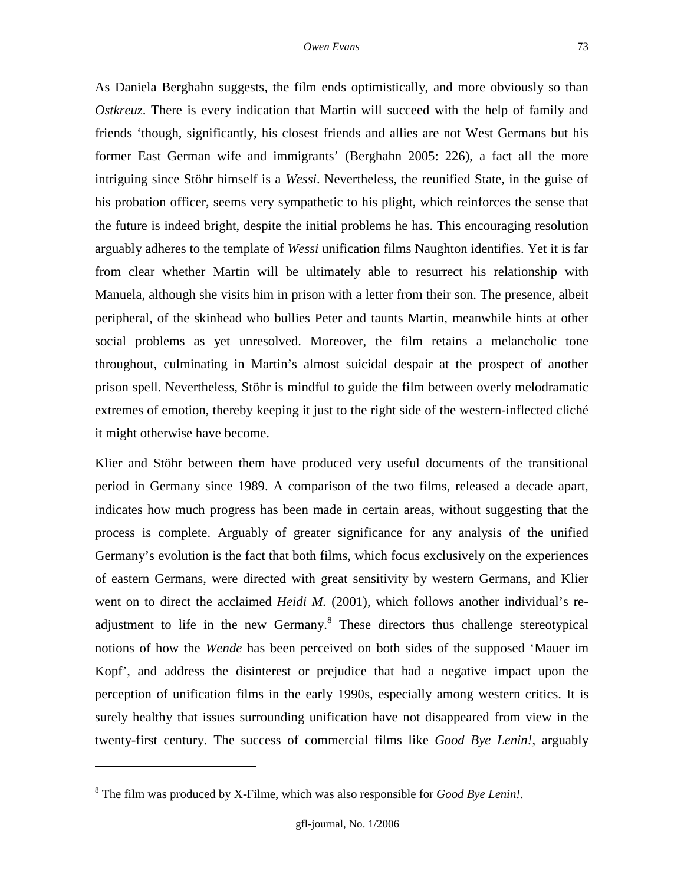As Daniela Berghahn suggests, the film ends optimistically, and more obviously so than *Ostkreuz*. There is every indication that Martin will succeed with the help of family and friends 'though, significantly, his closest friends and allies are not West Germans but his former East German wife and immigrants' (Berghahn 2005: 226), a fact all the more intriguing since Stöhr himself is a *Wessi*. Nevertheless, the reunified State, in the guise of his probation officer, seems very sympathetic to his plight, which reinforces the sense that the future is indeed bright, despite the initial problems he has. This encouraging resolution arguably adheres to the template of *Wessi* unification films Naughton identifies. Yet it is far from clear whether Martin will be ultimately able to resurrect his relationship with Manuela, although she visits him in prison with a letter from their son. The presence, albeit peripheral, of the skinhead who bullies Peter and taunts Martin, meanwhile hints at other social problems as yet unresolved. Moreover, the film retains a melancholic tone throughout, culminating in Martin's almost suicidal despair at the prospect of another prison spell. Nevertheless, Stöhr is mindful to guide the film between overly melodramatic extremes of emotion, thereby keeping it just to the right side of the western-inflected cliché it might otherwise have become.

Klier and Stöhr between them have produced very useful documents of the transitional period in Germany since 1989. A comparison of the two films, released a decade apart, indicates how much progress has been made in certain areas, without suggesting that the process is complete. Arguably of greater significance for any analysis of the unified Germany's evolution is the fact that both films, which focus exclusively on the experiences of eastern Germans, were directed with great sensitivity by western Germans, and Klier went on to direct the acclaimed *Heidi M.* (2001), which follows another individual's re-adjustment to life in the new Germany.[8] These directors thus challenge stereotypical notions of how the *Wende* has been perceived on both sides of the supposed 'Mauer im Kopf', and address the disinterest or prejudice that had a negative impact upon the perception of unification films in the early 1990s, especially among western critics. It is surely healthy that issues surrounding unification have not disappeared from view in the twenty-first century. The success of commercial films like *Good Bye Lenin!*, arguably

---

[8] The film was produced by X-Filme, which was also responsible for *Good Bye Lenin!*.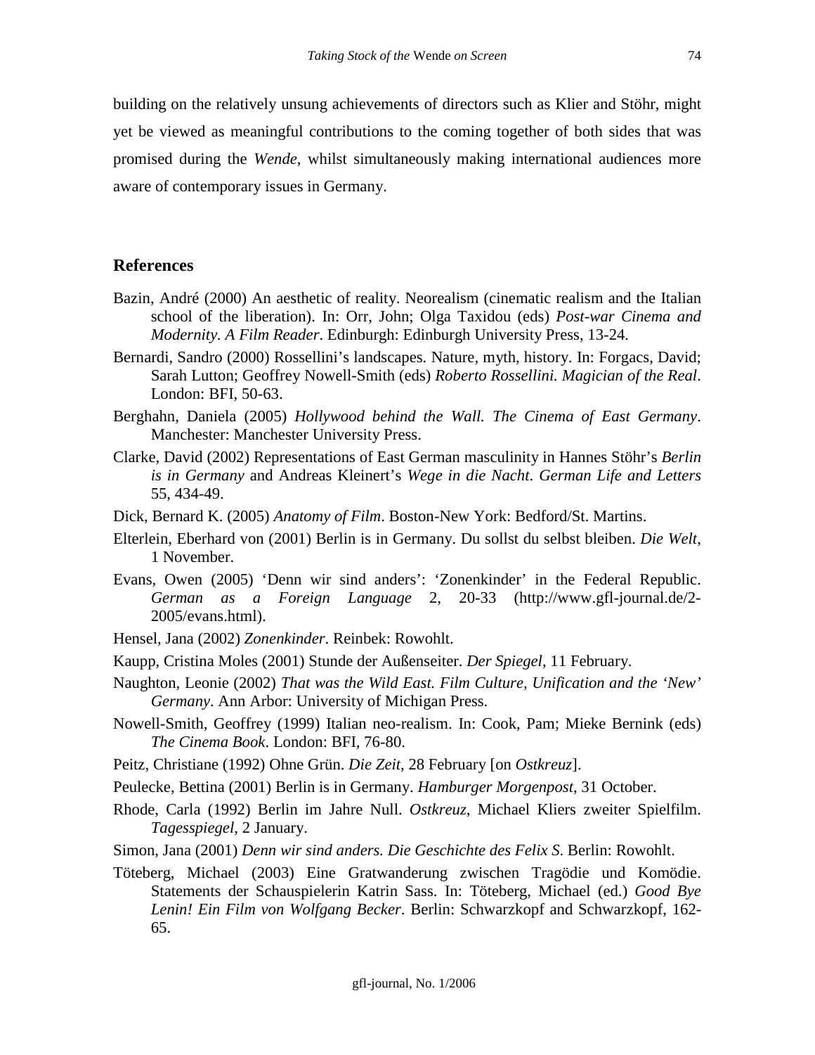building on the relatively unsung achievements of directors such as Klier and Stöhr, might yet be viewed as meaningful contributions to the coming together of both sides that was promised during the *Wende*, whilst simultaneously making international audiences more aware of contemporary issues in Germany.

## References

Bazin, André (2000) An aesthetic of reality. Neorealism (cinematic realism and the Italian school of the liberation). In: Orr, John; Olga Taxidou (eds) *Post-war Cinema and Modernity. A Film Reader*. Edinburgh: Edinburgh University Press, 13-24.

Bernardi, Sandro (2000) Rossellini's landscapes. Nature, myth, history. In: Forgacs, David; Sarah Lutton; Geoffrey Nowell-Smith (eds) *Roberto Rossellini. Magician of the Real*. London: BFI, 50-63.

Berghahn, Daniela (2005) *Hollywood behind the Wall. The Cinema of East Germany*. Manchester: Manchester University Press.

Clarke, David (2002) Representations of East German masculinity in Hannes Stöhr's *Berlin is in Germany* and Andreas Kleinert's *Wege in die Nacht*. *German Life and Letters* 55, 434-49.

Dick, Bernard K. (2005) *Anatomy of Film*. Boston-New York: Bedford/St. Martins.

Elterlein, Eberhard von (2001) Berlin is in Germany. Du sollst du selbst bleiben. *Die Welt*, 1 November.

Evans, Owen (2005) 'Denn wir sind anders': 'Zonenkinder' in the Federal Republic. *German as a Foreign Language* 2, 20-33 (http://www.gfl-journal.de/2-2005/evans.html).

Hensel, Jana (2002) *Zonenkinder*. Reinbek: Rowohlt.

Kaupp, Cristina Moles (2001) Stunde der Außenseiter. *Der Spiegel*, 11 February.

Naughton, Leonie (2002) *That was the Wild East. Film Culture, Unification and the 'New' Germany*. Ann Arbor: University of Michigan Press.

Nowell-Smith, Geoffrey (1999) Italian neo-realism. In: Cook, Pam; Mieke Bernink (eds) *The Cinema Book*. London: BFI, 76-80.

Peitz, Christiane (1992) Ohne Grün. *Die Zeit*, 28 February [on *Ostkreuz*].

Peulecke, Bettina (2001) Berlin is in Germany. *Hamburger Morgenpost*, 31 October.

Rhode, Carla (1992) Berlin im Jahre Null. *Ostkreuz*, Michael Kliers zweiter Spielfilm. *Tagesspiegel*, 2 January.

Simon, Jana (2001) *Denn wir sind anders. Die Geschichte des Felix S*. Berlin: Rowohlt.

Töteberg, Michael (2003) Eine Gratwanderung zwischen Tragödie und Komödie. Statements der Schauspielerin Katrin Sass. In: Töteberg, Michael (ed.) *Good Bye Lenin! Ein Film von Wolfgang Becker*. Berlin: Schwarzkopf and Schwarzkopf, 162-65.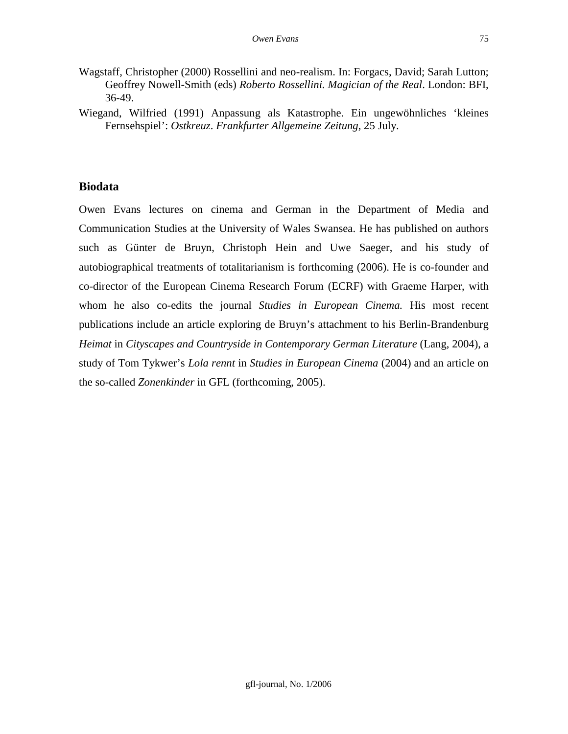Wagstaff, Christopher (2000) Rossellini and neo-realism. In: Forgacs, David; Sarah Lutton; Geoffrey Nowell-Smith (eds) *Roberto Rossellini. Magician of the Real*. London: BFI, 36-49.

Wiegand, Wilfried (1991) Anpassung als Katastrophe. Ein ungewöhnliches 'kleines Fernsehspiel': *Ostkreuz*. *Frankfurter Allgemeine Zeitung*, 25 July.

## Biodata

Owen Evans lectures on cinema and German in the Department of Media and Communication Studies at the University of Wales Swansea. He has published on authors such as Günter de Bruyn, Christoph Hein and Uwe Saeger, and his study of autobiographical treatments of totalitarianism is forthcoming (2006). He is co-founder and co-director of the European Cinema Research Forum (ECRF) with Graeme Harper, with whom he also co-edits the journal *Studies in European Cinema.* His most recent publications include an article exploring de Bruyn's attachment to his Berlin-Brandenburg *Heimat* in *Cityscapes and Countryside in Contemporary German Literature* (Lang, 2004), a study of Tom Tykwer's *Lola rennt* in *Studies in European Cinema* (2004) and an article on the so-called *Zonenkinder* in GFL (forthcoming, 2005).